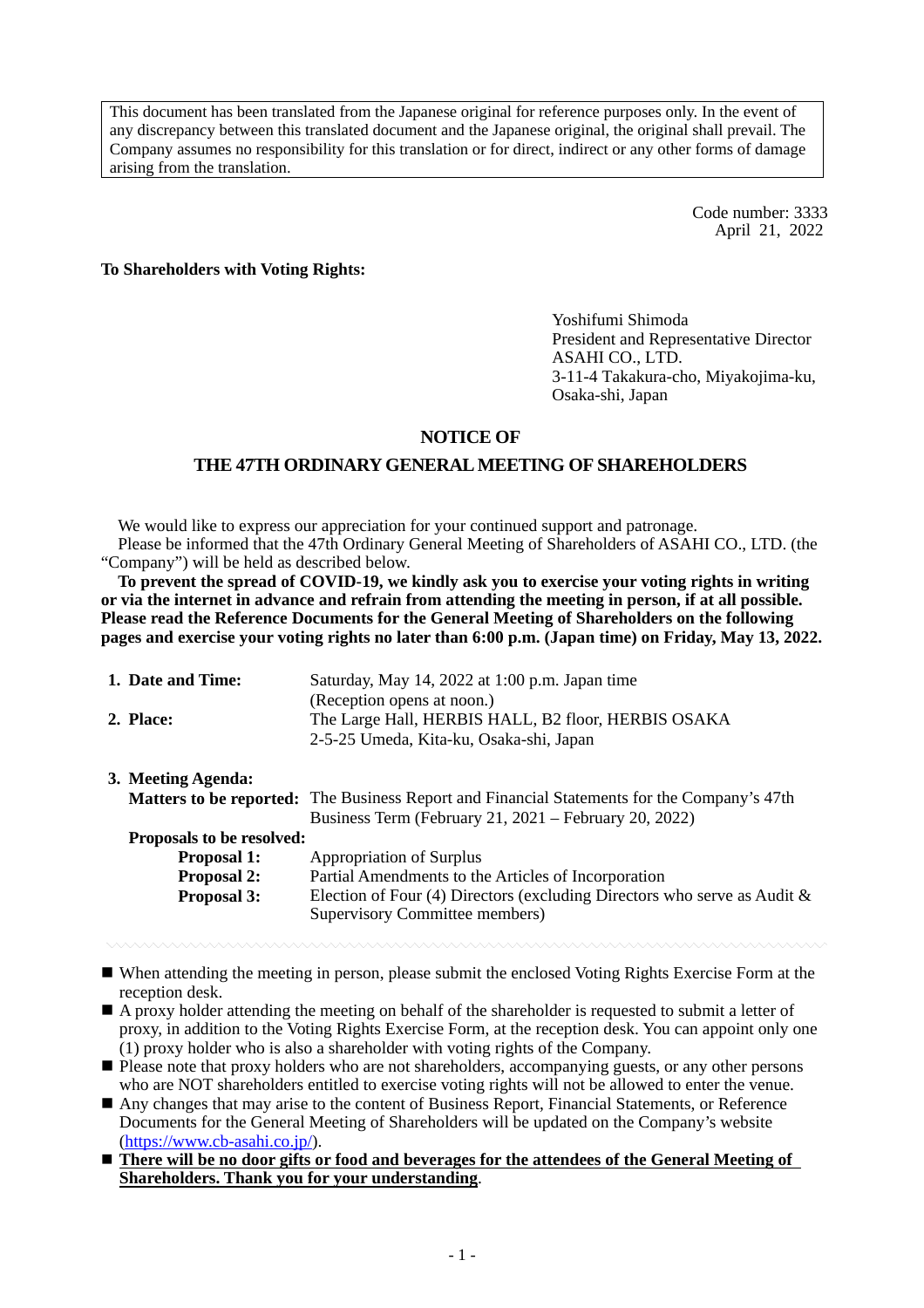This document has been translated from the Japanese original for reference purposes only. In the event of any discrepancy between this translated document and the Japanese original, the original shall prevail. The Company assumes no responsibility for this translation or for direct, indirect or any other forms of damage arising from the translation.

Code number: 3333
April 21, 2022

**To Shareholders with Voting Rights:**

Yoshifumi Shimoda
President and Representative Director
ASAHI CO., LTD.
3-11-4 Takakura-cho, Miyakojima-ku,
Osaka-shi, Japan

# NOTICE OF
# THE 47TH ORDINARY GENERAL MEETING OF SHAREHOLDERS

We would like to express our appreciation for your continued support and patronage.

Please be informed that the 47th Ordinary General Meeting of Shareholders of ASAHI CO., LTD. (the "Company") will be held as described below.

**To prevent the spread of COVID-19, we kindly ask you to exercise your voting rights in writing or via the internet in advance and refrain from attending the meeting in person, if at all possible. Please read the Reference Documents for the General Meeting of Shareholders on the following pages and exercise your voting rights no later than 6:00 p.m. (Japan time) on Friday, May 13, 2022.**

**1. Date and Time:** Saturday, May 14, 2022 at 1:00 p.m. Japan time
(Reception opens at noon.)

**2. Place:** The Large Hall, HERBIS HALL, B2 floor, HERBIS OSAKA
2-5-25 Umeda, Kita-ku, Osaka-shi, Japan

**3. Meeting Agenda:**

**Matters to be reported:** The Business Report and Financial Statements for the Company's 47th Business Term (February 21, 2021 – February 20, 2022)

**Proposals to be resolved:**

**Proposal 1:** Appropriation of Surplus
**Proposal 2:** Partial Amendments to the Articles of Incorporation
**Proposal 3:** Election of Four (4) Directors (excluding Directors who serve as Audit & Supervisory Committee members)

- When attending the meeting in person, please submit the enclosed Voting Rights Exercise Form at the reception desk.
- A proxy holder attending the meeting on behalf of the shareholder is requested to submit a letter of proxy, in addition to the Voting Rights Exercise Form, at the reception desk. You can appoint only one (1) proxy holder who is also a shareholder with voting rights of the Company.
- Please note that proxy holders who are not shareholders, accompanying guests, or any other persons who are NOT shareholders entitled to exercise voting rights will not be allowed to enter the venue.
- Any changes that may arise to the content of Business Report, Financial Statements, or Reference Documents for the General Meeting of Shareholders will be updated on the Company's website (https://www.cb-asahi.co.jp/).
- **There will be no door gifts or food and beverages for the attendees of the General Meeting of Shareholders. Thank you for your understanding**.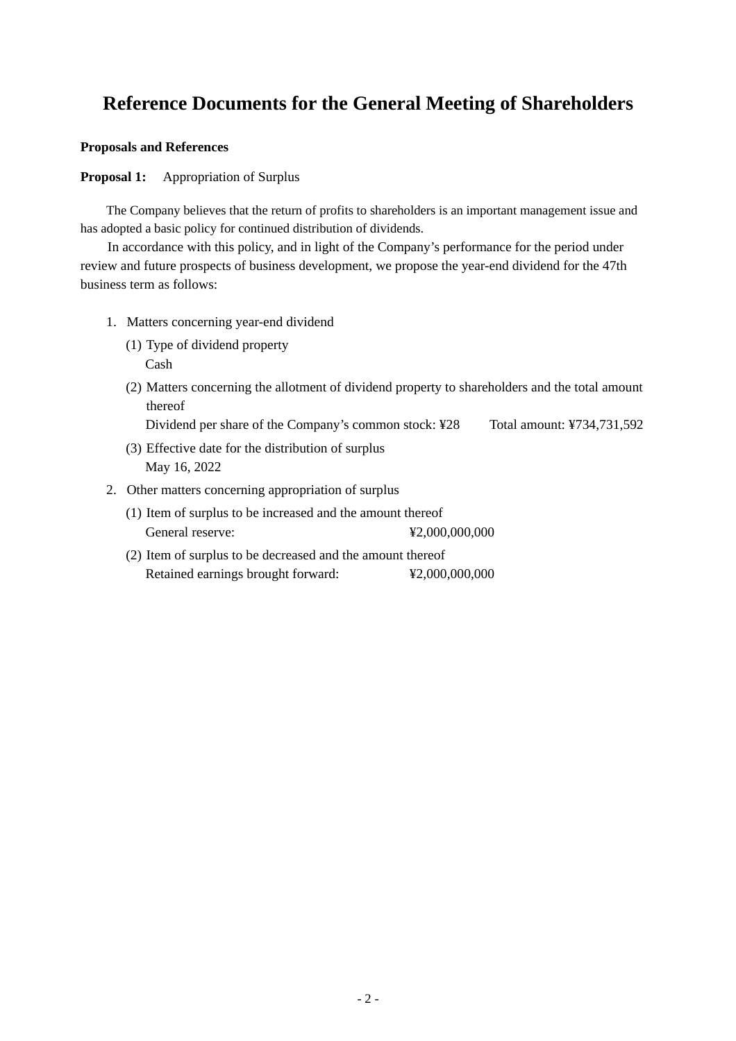# Reference Documents for the General Meeting of Shareholders

**Proposals and References**

**Proposal 1:** Appropriation of Surplus

The Company believes that the return of profits to shareholders is an important management issue and has adopted a basic policy for continued distribution of dividends.

In accordance with this policy, and in light of the Company's performance for the period under review and future prospects of business development, we propose the year-end dividend for the 47th business term as follows:

1. Matters concerning year-end dividend
   (1) Type of dividend property
       Cash
   (2) Matters concerning the allotment of dividend property to shareholders and the total amount thereof
       Dividend per share of the Company's common stock: ¥28    Total amount: ¥734,731,592
   (3) Effective date for the distribution of surplus
       May 16, 2022
2. Other matters concerning appropriation of surplus
   (1) Item of surplus to be increased and the amount thereof
       General reserve: ¥2,000,000,000
   (2) Item of surplus to be decreased and the amount thereof
       Retained earnings brought forward: ¥2,000,000,000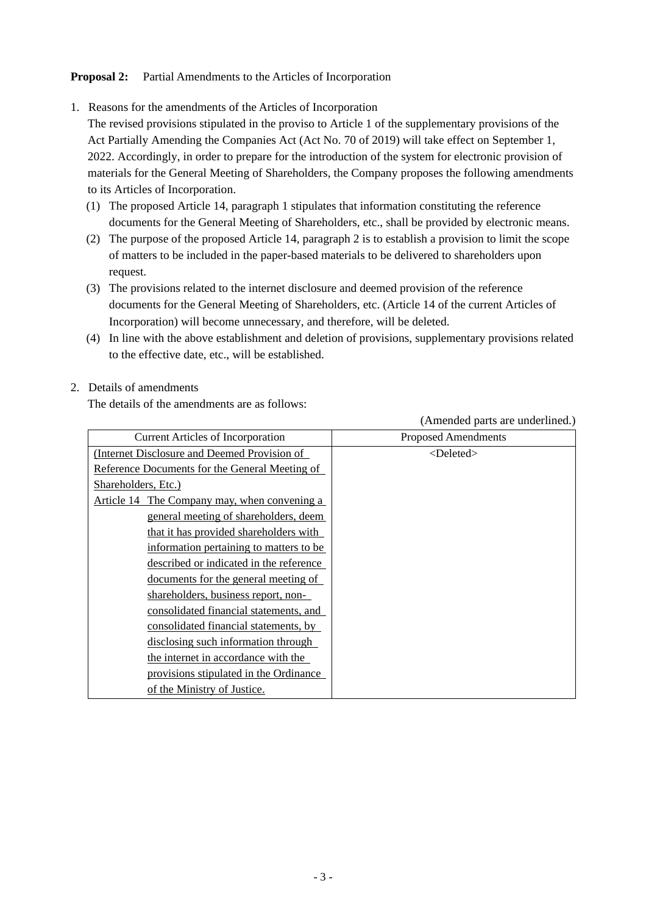**Proposal 2:** Partial Amendments to the Articles of Incorporation

1. Reasons for the amendments of the Articles of Incorporation

   The revised provisions stipulated in the proviso to Article 1 of the supplementary provisions of the Act Partially Amending the Companies Act (Act No. 70 of 2019) will take effect on September 1, 2022. Accordingly, in order to prepare for the introduction of the system for electronic provision of materials for the General Meeting of Shareholders, the Company proposes the following amendments to its Articles of Incorporation.

   (1) The proposed Article 14, paragraph 1 stipulates that information constituting the reference documents for the General Meeting of Shareholders, etc., shall be provided by electronic means.

   (2) The purpose of the proposed Article 14, paragraph 2 is to establish a provision to limit the scope of matters to be included in the paper-based materials to be delivered to shareholders upon request.

   (3) The provisions related to the internet disclosure and deemed provision of the reference documents for the General Meeting of Shareholders, etc. (Article 14 of the current Articles of Incorporation) will become unnecessary, and therefore, will be deleted.

   (4) In line with the above establishment and deletion of provisions, supplementary provisions related to the effective date, etc., will be established.

2. Details of amendments

   The details of the amendments are as follows:

(Amended parts are underlined.)

| Current Articles of Incorporation | Proposed Amendments |
|---|---|
| <u>(Internet Disclosure and Deemed Provision of Reference Documents for the General Meeting of Shareholders, Etc.)</u><br><u>Article 14 The Company may, when convening a general meeting of shareholders, deem that it has provided shareholders with information pertaining to matters to be described or indicated in the reference documents for the general meeting of shareholders, business report, non-consolidated financial statements, and consolidated financial statements, by disclosing such information through the internet in accordance with the provisions stipulated in the Ordinance of the Ministry of Justice.</u> | <Deleted> |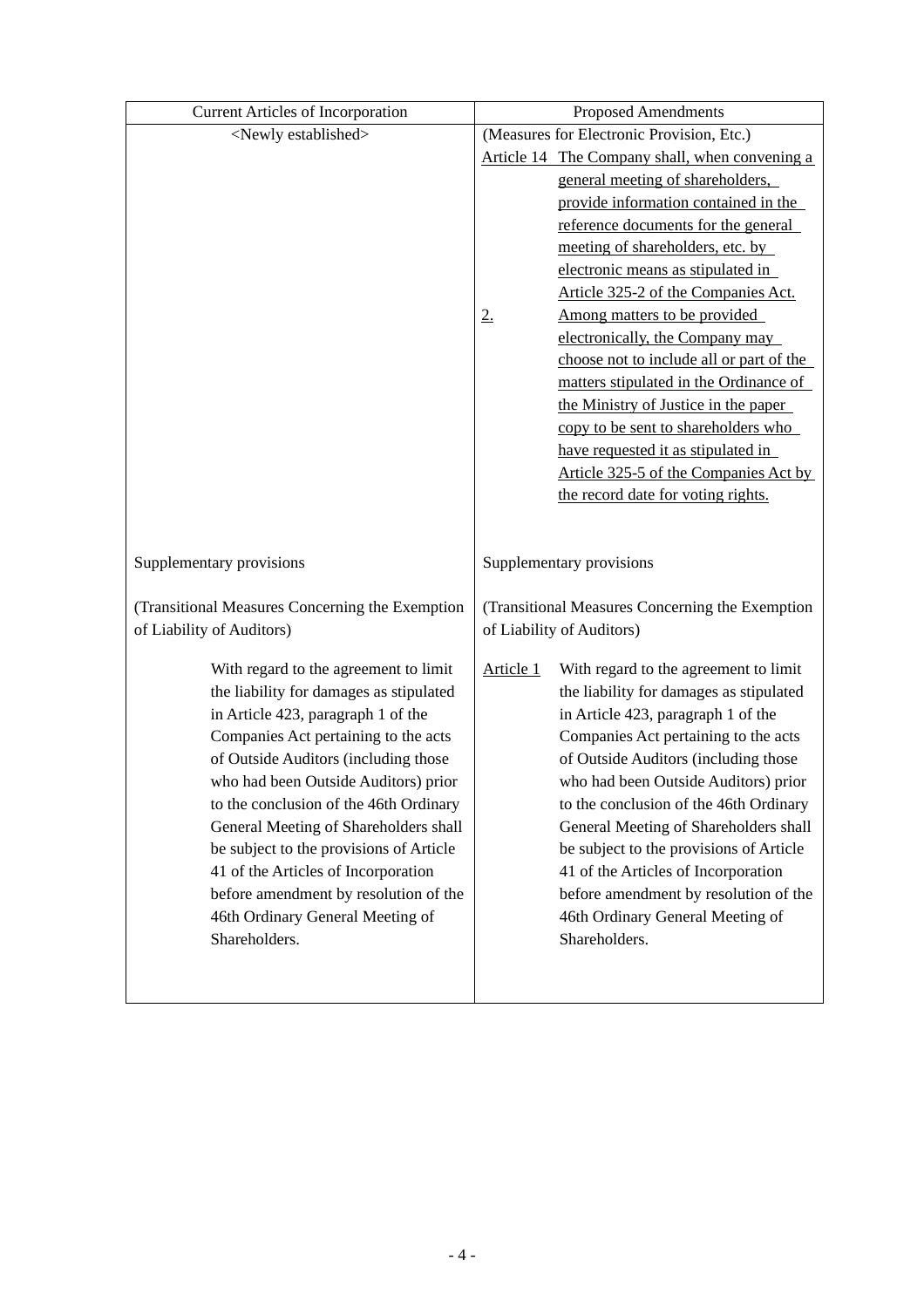| Current Articles of Incorporation | Proposed Amendments |
|---|---|
| <Newly established> | (Measures for Electronic Provision, Etc.)<br>Article 14 The Company shall, when convening a general meeting of shareholders, provide information contained in the reference documents for the general meeting of shareholders, etc. by electronic means as stipulated in Article 325-2 of the Companies Act.<br>2. Among matters to be provided electronically, the Company may choose not to include all or part of the matters stipulated in the Ordinance of the Ministry of Justice in the paper copy to be sent to shareholders who have requested it as stipulated in Article 325-5 of the Companies Act by the record date for voting rights. |
| Supplementary provisions<br><br>(Transitional Measures Concerning the Exemption of Liability of Auditors)<br><br>With regard to the agreement to limit the liability for damages as stipulated in Article 423, paragraph 1 of the Companies Act pertaining to the acts of Outside Auditors (including those who had been Outside Auditors) prior to the conclusion of the 46th Ordinary General Meeting of Shareholders shall be subject to the provisions of Article 41 of the Articles of Incorporation before amendment by resolution of the 46th Ordinary General Meeting of Shareholders. | Supplementary provisions<br><br>(Transitional Measures Concerning the Exemption of Liability of Auditors)<br><br>Article 1 With regard to the agreement to limit the liability for damages as stipulated in Article 423, paragraph 1 of the Companies Act pertaining to the acts of Outside Auditors (including those who had been Outside Auditors) prior to the conclusion of the 46th Ordinary General Meeting of Shareholders shall be subject to the provisions of Article 41 of the Articles of Incorporation before amendment by resolution of the 46th Ordinary General Meeting of Shareholders. |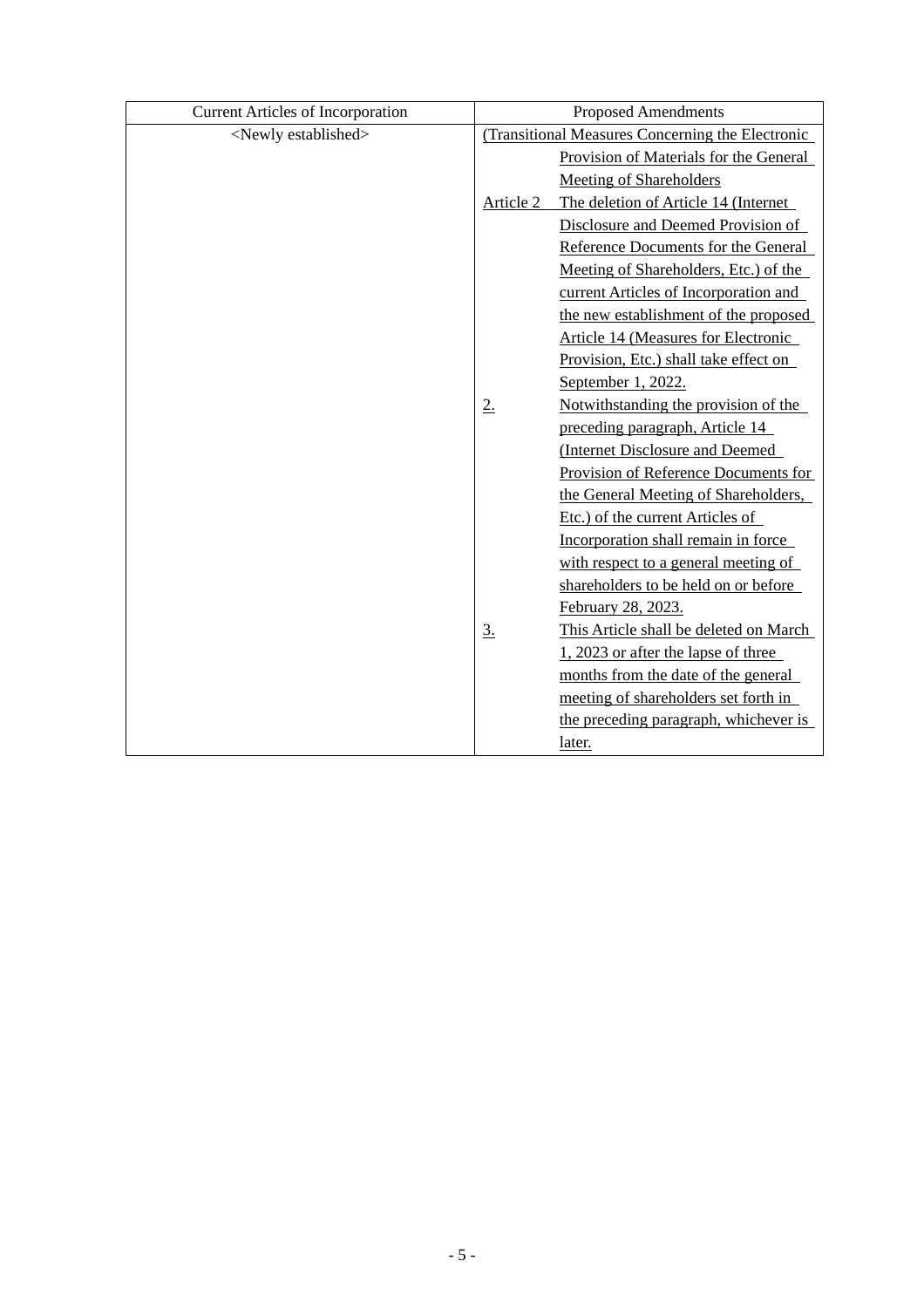| Current Articles of Incorporation | Proposed Amendments |
|---|---|
| <Newly established> | (Transitional Measures Concerning the Electronic Provision of Materials for the General Meeting of Shareholders<br>Article 2 The deletion of Article 14 (Internet Disclosure and Deemed Provision of Reference Documents for the General Meeting of Shareholders, Etc.) of the current Articles of Incorporation and the new establishment of the proposed Article 14 (Measures for Electronic Provision, Etc.) shall take effect on September 1, 2022.<br>2. Notwithstanding the provision of the preceding paragraph, Article 14 (Internet Disclosure and Deemed Provision of Reference Documents for the General Meeting of Shareholders, Etc.) of the current Articles of Incorporation shall remain in force with respect to a general meeting of shareholders to be held on or before February 28, 2023.<br>3. This Article shall be deleted on March 1, 2023 or after the lapse of three months from the date of the general meeting of shareholders set forth in the preceding paragraph, whichever is later. |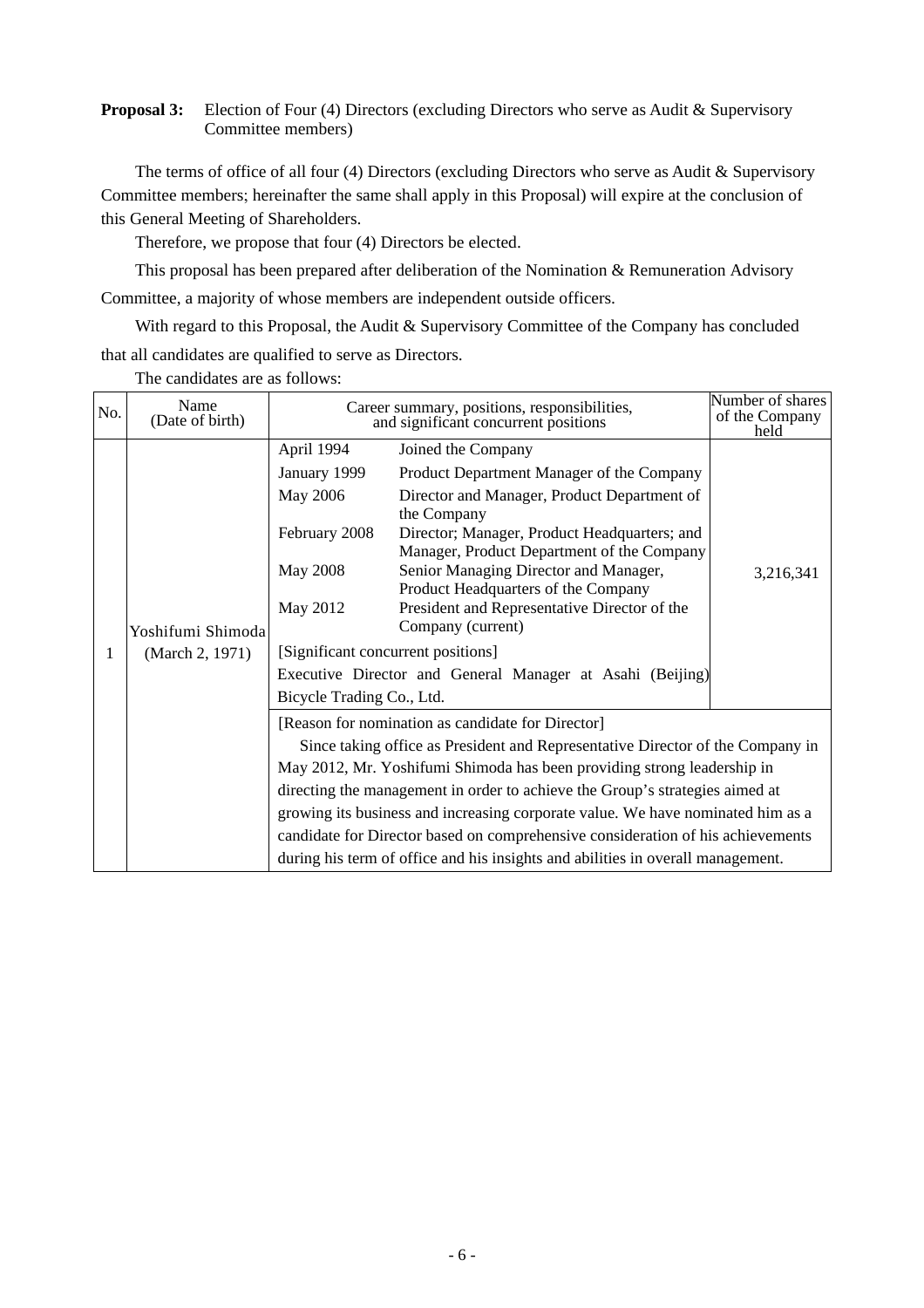**Proposal 3:** Election of Four (4) Directors (excluding Directors who serve as Audit & Supervisory Committee members)

The terms of office of all four (4) Directors (excluding Directors who serve as Audit & Supervisory Committee members; hereinafter the same shall apply in this Proposal) will expire at the conclusion of this General Meeting of Shareholders.

Therefore, we propose that four (4) Directors be elected.

This proposal has been prepared after deliberation of the Nomination & Remuneration Advisory Committee, a majority of whose members are independent outside officers.

With regard to this Proposal, the Audit & Supervisory Committee of the Company has concluded that all candidates are qualified to serve as Directors.

The candidates are as follows:

| No. | Name (Date of birth) | Career summary, positions, responsibilities, and significant concurrent positions | | Number of shares of the Company held |
|---|---|---|---|---|
| 1 | Yoshifumi Shimoda (March 2, 1971) | April 1994 | Joined the Company | 3,216,341 |
| | | January 1999 | Product Department Manager of the Company | |
| | | May 2006 | Director and Manager, Product Department of the Company | |
| | | February 2008 | Director; Manager, Product Headquarters; and Manager, Product Department of the Company | |
| | | May 2008 | Senior Managing Director and Manager, Product Headquarters of the Company | |
| | | May 2012 | President and Representative Director of the Company (current) | |
| | | [Significant concurrent positions] Executive Director and General Manager at Asahi (Beijing) Bicycle Trading Co., Ltd. | | |
| | | [Reason for nomination as candidate for Director] Since taking office as President and Representative Director of the Company in May 2012, Mr. Yoshifumi Shimoda has been providing strong leadership in directing the management in order to achieve the Group's strategies aimed at growing its business and increasing corporate value. We have nominated him as a candidate for Director based on comprehensive consideration of his achievements during his term of office and his insights and abilities in overall management. | | |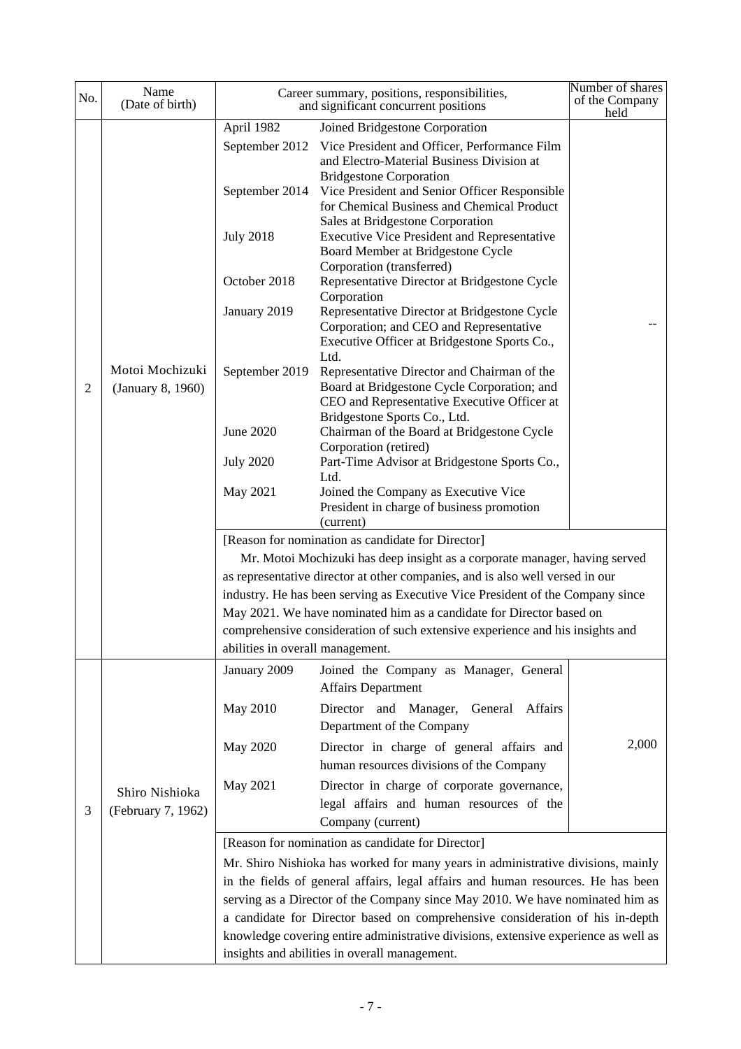| No. | Name (Date of birth) | Career summary, positions, responsibilities, and significant concurrent positions | | Number of shares of the Company held |
|---|---|---|---|---|
| 2 | Motoi Mochizuki (January 8, 1960) | April 1982 | Joined Bridgestone Corporation | -- |
| | | September 2012 | Vice President and Officer, Performance Film and Electro-Material Business Division at Bridgestone Corporation | |
| | | September 2014 | Vice President and Senior Officer Responsible for Chemical Business and Chemical Product Sales at Bridgestone Corporation | |
| | | July 2018 | Executive Vice President and Representative Board Member at Bridgestone Cycle Corporation (transferred) | |
| | | October 2018 | Representative Director at Bridgestone Cycle Corporation | |
| | | January 2019 | Representative Director at Bridgestone Cycle Corporation; and CEO and Representative Executive Officer at Bridgestone Sports Co., Ltd. | |
| | | September 2019 | Representative Director and Chairman of the Board at Bridgestone Cycle Corporation; and CEO and Representative Executive Officer at Bridgestone Sports Co., Ltd. | |
| | | June 2020 | Chairman of the Board at Bridgestone Cycle Corporation (retired) | |
| | | July 2020 | Part-Time Advisor at Bridgestone Sports Co., Ltd. | |
| | | May 2021 | Joined the Company as Executive Vice President in charge of business promotion (current) | |
| | | [Reason for nomination as candidate for Director] Mr. Motoi Mochizuki has deep insight as a corporate manager, having served as representative director at other companies, and is also well versed in our industry. He has been serving as Executive Vice President of the Company since May 2021. We have nominated him as a candidate for Director based on comprehensive consideration of such extensive experience and his insights and abilities in overall management. | | |
| 3 | Shiro Nishioka (February 7, 1962) | January 2009 | Joined the Company as Manager, General Affairs Department | 2,000 |
| | | May 2010 | Director and Manager, General Affairs Department of the Company | |
| | | May 2020 | Director in charge of general affairs and human resources divisions of the Company | |
| | | May 2021 | Director in charge of corporate governance, legal affairs and human resources of the Company (current) | |
| | | [Reason for nomination as candidate for Director] Mr. Shiro Nishioka has worked for many years in administrative divisions, mainly in the fields of general affairs, legal affairs and human resources. He has been serving as a Director of the Company since May 2010. We have nominated him as a candidate for Director based on comprehensive consideration of his in-depth knowledge covering entire administrative divisions, extensive experience as well as insights and abilities in overall management. | | |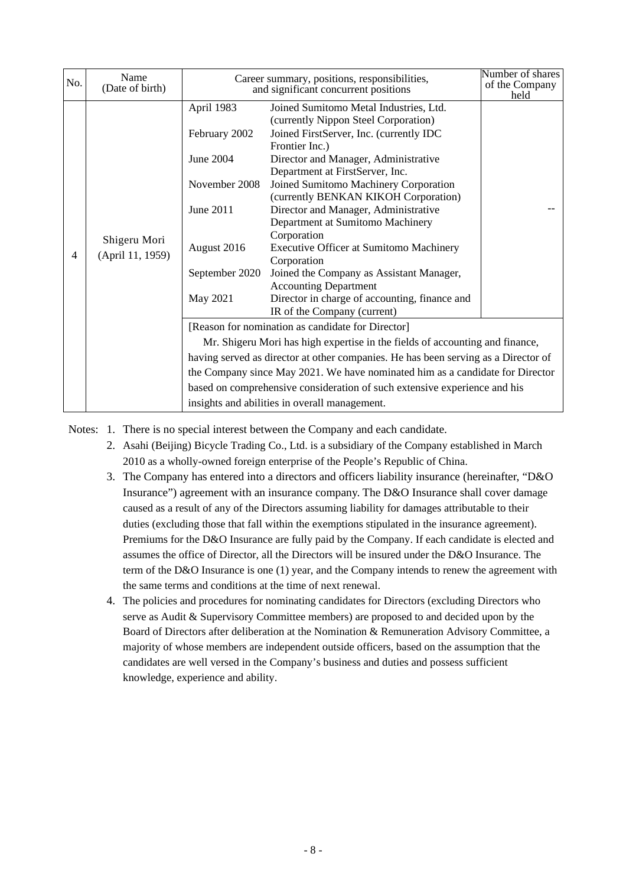| No. | Name (Date of birth) | Career summary, positions, responsibilities, and significant concurrent positions | | Number of shares of the Company held |
|---|---|---|---|---|
| 4 | Shigeru Mori (April 11, 1959) | April 1983 | Joined Sumitomo Metal Industries, Ltd. (currently Nippon Steel Corporation) | -- |
| | | February 2002 | Joined FirstServer, Inc. (currently IDC Frontier Inc.) | |
| | | June 2004 | Director and Manager, Administrative Department at FirstServer, Inc. | |
| | | November 2008 | Joined Sumitomo Machinery Corporation (currently BENKAN KIKOH Corporation) | |
| | | June 2011 | Director and Manager, Administrative Department at Sumitomo Machinery Corporation | |
| | | August 2016 | Executive Officer at Sumitomo Machinery Corporation | |
| | | September 2020 | Joined the Company as Assistant Manager, Accounting Department | |
| | | May 2021 | Director in charge of accounting, finance and IR of the Company (current) | |
| | | [Reason for nomination as candidate for Director] Mr. Shigeru Mori has high expertise in the fields of accounting and finance, having served as director at other companies. He has been serving as a Director of the Company since May 2021. We have nominated him as a candidate for Director based on comprehensive consideration of such extensive experience and his insights and abilities in overall management. | | |

Notes:
1. There is no special interest between the Company and each candidate.
2. Asahi (Beijing) Bicycle Trading Co., Ltd. is a subsidiary of the Company established in March 2010 as a wholly-owned foreign enterprise of the People's Republic of China.
3. The Company has entered into a directors and officers liability insurance (hereinafter, "D&O Insurance") agreement with an insurance company. The D&O Insurance shall cover damage caused as a result of any of the Directors assuming liability for damages attributable to their duties (excluding those that fall within the exemptions stipulated in the insurance agreement). Premiums for the D&O Insurance are fully paid by the Company. If each candidate is elected and assumes the office of Director, all the Directors will be insured under the D&O Insurance. The term of the D&O Insurance is one (1) year, and the Company intends to renew the agreement with the same terms and conditions at the time of next renewal.
4. The policies and procedures for nominating candidates for Directors (excluding Directors who serve as Audit & Supervisory Committee members) are proposed to and decided upon by the Board of Directors after deliberation at the Nomination & Remuneration Advisory Committee, a majority of whose members are independent outside officers, based on the assumption that the candidates are well versed in the Company's business and duties and possess sufficient knowledge, experience and ability.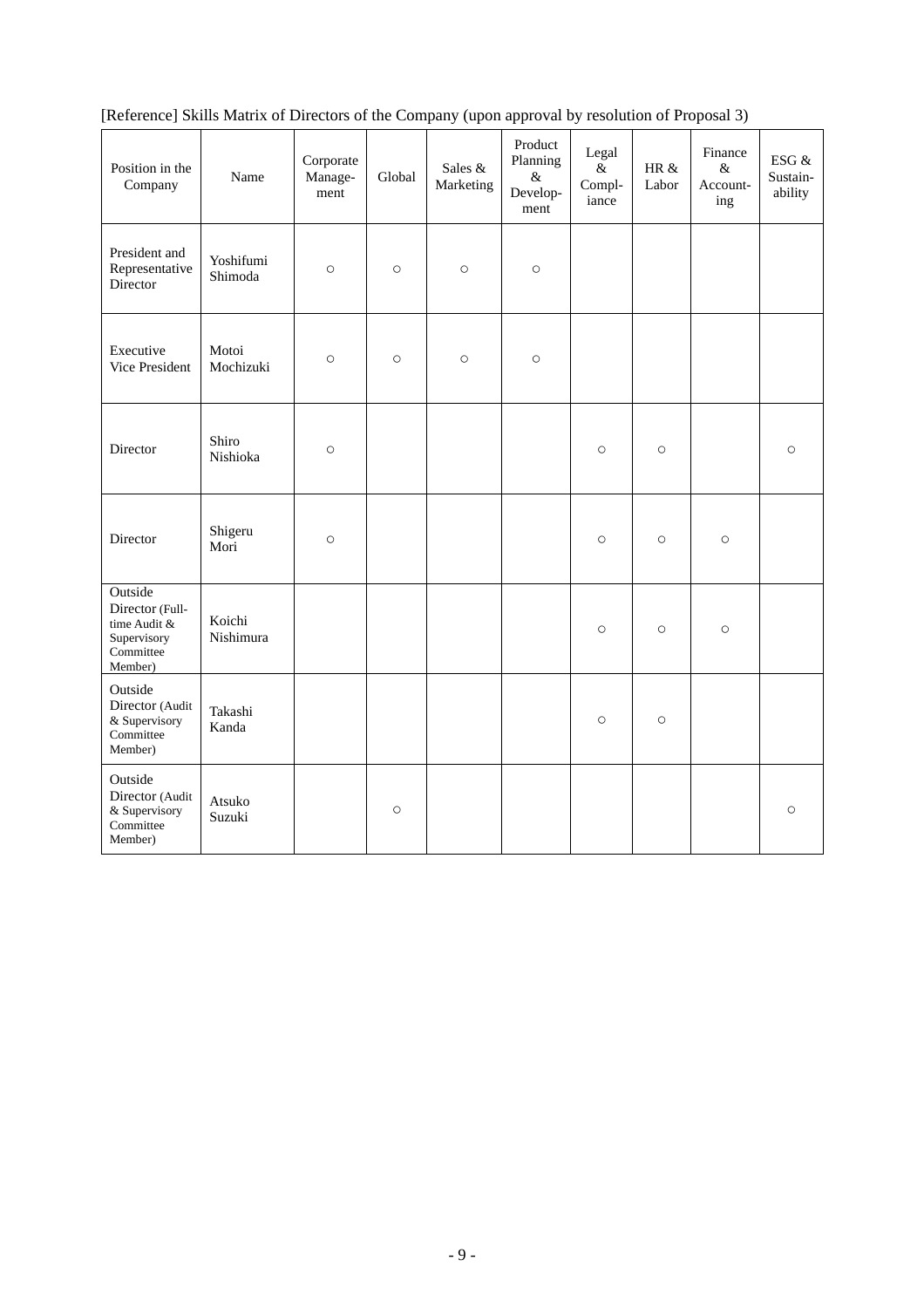[Reference] Skills Matrix of Directors of the Company (upon approval by resolution of Proposal 3)

| Position in the Company | Name | Corporate Manage-ment | Global | Sales & Marketing | Product Planning & Develop-ment | Legal & Compl-iance | HR & Labor | Finance & Account-ing | ESG & Sustain-ability |
|---|---|---|---|---|---|---|---|---|---|
| President and Representative Director | Yoshifumi Shimoda | ○ | ○ | ○ | ○ | | | | |
| Executive Vice President | Motoi Mochizuki | ○ | ○ | ○ | ○ | | | | |
| Director | Shiro Nishioka | ○ | | | | ○ | ○ | | ○ |
| Director | Shigeru Mori | ○ | | | | ○ | ○ | ○ | |
| Outside Director (Full-time Audit & Supervisory Committee Member) | Koichi Nishimura | | | | | ○ | ○ | ○ | |
| Outside Director (Audit & Supervisory Committee Member) | Takashi Kanda | | | | | ○ | ○ | | |
| Outside Director (Audit & Supervisory Committee Member) | Atsuko Suzuki | | ○ | | | | | | ○ |